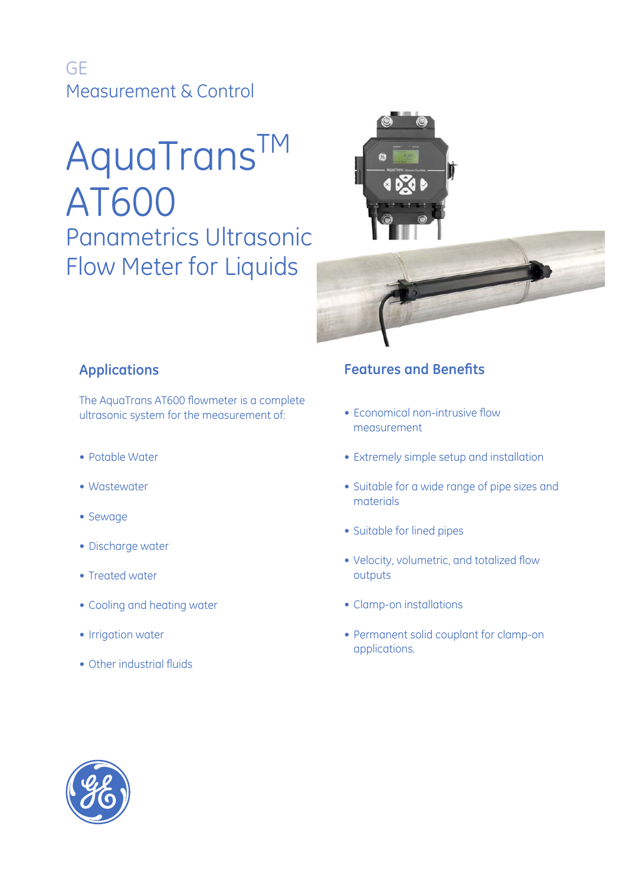GE
Measurement & Control

# AquaTrans™ AT600

## Panametrics Ultrasonic Flow Meter for Liquids

### Applications

The AquaTrans AT600 flowmeter is a complete ultrasonic system for the measurement of:

- Potable Water
- Wastewater
- Sewage
- Discharge water
- Treated water
- Cooling and heating water
- Irrigation water
- Other industrial fluids

### Features and Benefits

- Economical non-intrusive flow measurement
- Extremely simple setup and installation
- Suitable for a wide range of pipe sizes and materials
- Suitable for lined pipes
- Velocity, volumetric, and totalized flow outputs
- Clamp-on installations
- Permanent solid couplant for clamp-on applications.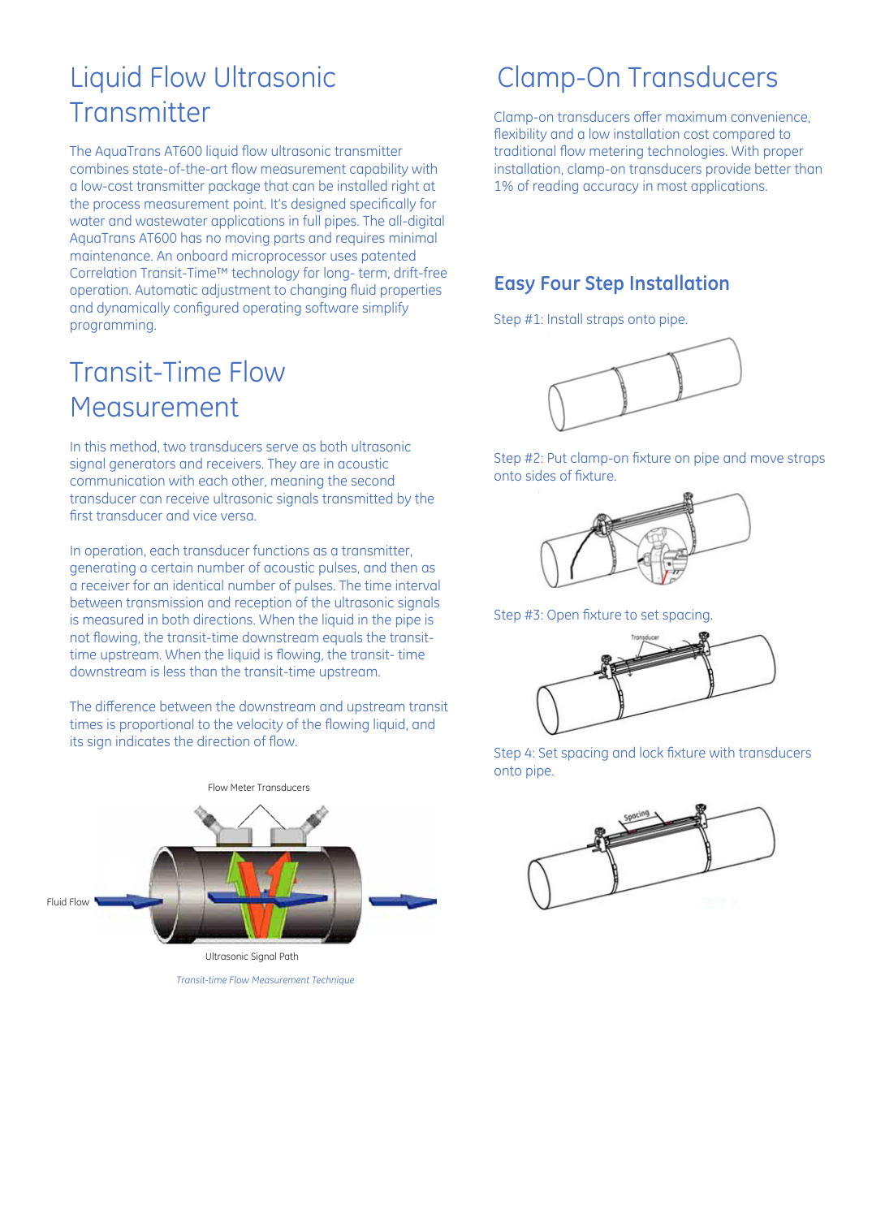# Liquid Flow Ultrasonic Transmitter

The AquaTrans AT600 liquid flow ultrasonic transmitter combines state-of-the-art flow measurement capability with a low-cost transmitter package that can be installed right at the process measurement point. It's designed specifically for water and wastewater applications in full pipes. The all-digital AquaTrans AT600 has no moving parts and requires minimal maintenance. An onboard microprocessor uses patented Correlation Transit-Time™ technology for long- term, drift-free operation. Automatic adjustment to changing fluid properties and dynamically configured operating software simplify programming.

# Transit-Time Flow Measurement

In this method, two transducers serve as both ultrasonic signal generators and receivers. They are in acoustic communication with each other, meaning the second transducer can receive ultrasonic signals transmitted by the first transducer and vice versa.

In operation, each transducer functions as a transmitter, generating a certain number of acoustic pulses, and then as a receiver for an identical number of pulses. The time interval between transmission and reception of the ultrasonic signals is measured in both directions. When the liquid in the pipe is not flowing, the transit-time downstream equals the transit-time upstream. When the liquid is flowing, the transit- time downstream is less than the transit-time upstream.

The difference between the downstream and upstream transit times is proportional to the velocity of the flowing liquid, and its sign indicates the direction of flow.

Flow Meter Transducers

Fluid Flow

Ultrasonic Signal Path

*Transit-time Flow Measurement Technique*

# Clamp-On Transducers

Clamp-on transducers offer maximum convenience, flexibility and a low installation cost compared to traditional flow metering technologies. With proper installation, clamp-on transducers provide better than 1% of reading accuracy in most applications.

## Easy Four Step Installation

Step #1: Install straps onto pipe.

Step #2: Put clamp-on fixture on pipe and move straps onto sides of fixture.

Step #3: Open fixture to set spacing.

Step 4: Set spacing and lock fixture with transducers onto pipe.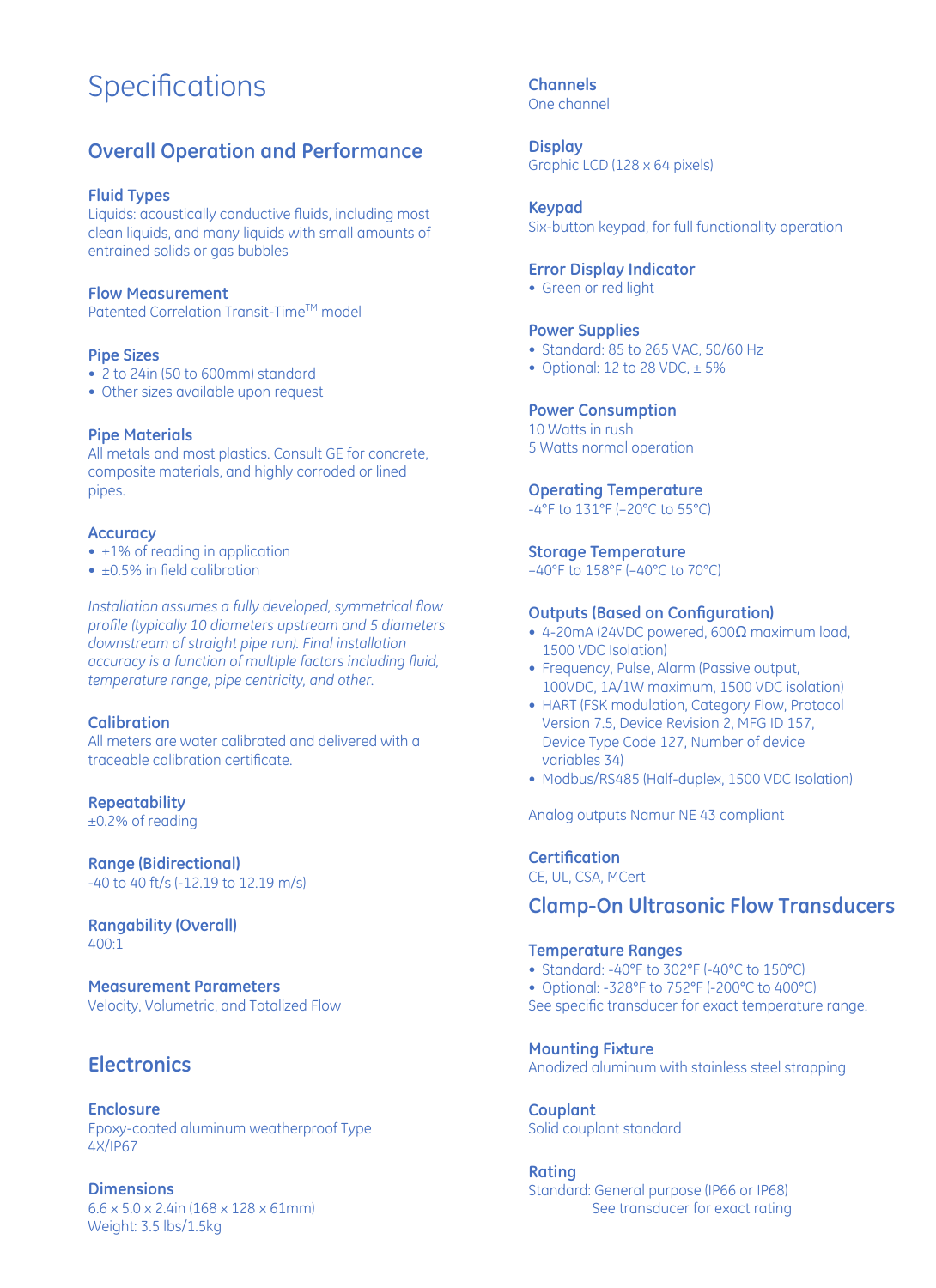# Specifications

## Overall Operation and Performance

### Fluid Types
Liquids: acoustically conductive fluids, including most clean liquids, and many liquids with small amounts of entrained solids or gas bubbles

### Flow Measurement
Patented Correlation Transit-Time™ model

### Pipe Sizes
- 2 to 24in (50 to 600mm) standard
- Other sizes available upon request

### Pipe Materials
All metals and most plastics. Consult GE for concrete, composite materials, and highly corroded or lined pipes.

### Accuracy
- ±1% of reading in application
- ±0.5% in field calibration

*Installation assumes a fully developed, symmetrical flow profile (typically 10 diameters upstream and 5 diameters downstream of straight pipe run). Final installation accuracy is a function of multiple factors including fluid, temperature range, pipe centricity, and other.*

### Calibration
All meters are water calibrated and delivered with a traceable calibration certificate.

### Repeatability
±0.2% of reading

### Range (Bidirectional)
-40 to 40 ft/s (-12.19 to 12.19 m/s)

### Rangability (Overall)
400:1

### Measurement Parameters
Velocity, Volumetric, and Totalized Flow

## Electronics

### Enclosure
Epoxy-coated aluminum weatherproof Type 4X/IP67

### Dimensions
6.6 x 5.0 x 2.4in (168 x 128 x 61mm)
Weight: 3.5 lbs/1.5kg

### Channels
One channel

### Display
Graphic LCD (128 x 64 pixels)

### Keypad
Six-button keypad, for full functionality operation

### Error Display Indicator
- Green or red light

### Power Supplies
- Standard: 85 to 265 VAC, 50/60 Hz
- Optional: 12 to 28 VDC, ± 5%

### Power Consumption
10 Watts in rush
5 Watts normal operation

### Operating Temperature
-4°F to 131°F (–20°C to 55°C)

### Storage Temperature
–40°F to 158°F (–40°C to 70°C)

### Outputs (Based on Configuration)
- 4-20mA (24VDC powered, 600Ω maximum load, 1500 VDC Isolation)
- Frequency, Pulse, Alarm (Passive output, 100VDC, 1A/1W maximum, 1500 VDC isolation)
- HART (FSK modulation, Category Flow, Protocol Version 7.5, Device Revision 2, MFG ID 157, Device Type Code 127, Number of device variables 34)
- Modbus/RS485 (Half-duplex, 1500 VDC Isolation)

Analog outputs Namur NE 43 compliant

### Certification
CE, UL, CSA, MCert

## Clamp-On Ultrasonic Flow Transducers

### Temperature Ranges
- Standard: -40°F to 302°F (-40°C to 150°C)
- Optional: -328°F to 752°F (-200°C to 400°C)

See specific transducer for exact temperature range.

### Mounting Fixture
Anodized aluminum with stainless steel strapping

### Couplant
Solid couplant standard

### Rating
Standard: General purpose (IP66 or IP68)
See transducer for exact rating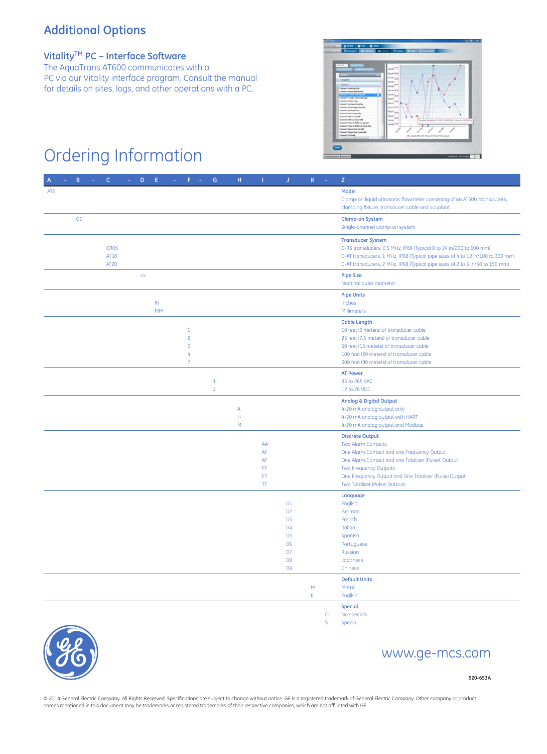# Additional Options

## Vitality™ PC – Interface Software

The AquaTrans AT600 communicates with a PC via our Vitality interface program. Consult the manual for details on sites, logs, and other operations with a PC.

# Ordering Information

| A | B | C | D | E | F | G | H | I | J | K | Z |
|---|---|---|---|---|---|---|---|---|---|---|---|
| AT6 | | | | | | | | | | | **Model** |
| | | | | | | | | | | | Clamp-on liquid ultrasonic flowmeter consisting of an AT600, transducers, clamping fixture, transducer cable and couplant |
| | C1 | | | | | | | | | | **Clamp-on System** |
| | | | | | | | | | | | Single-channel clamp-on system |
| | | | | | | | | | | | **Transducer System** |
| | | CR05 | | | | | | | | | C-RS transducers, 0.5 MHz, IP66 (Typical 8 to 24 in/200 to 600 mm) |
| | | AT10 | | | | | | | | | C-AT transducers, 1 MHz, IP68 (Typical pipe sizes of 4 to 12 in/100 to 300 mm) |
| | | AT20 | | | | | | | | | C-AT transducers, 2 MHz, IP68 (Typical pipe sizes of 2 to 6 in/50 to 150 mm) |
| | | | <> | | | | | | | | **Pipe Size** |
| | | | | | | | | | | | Nominal outer diameter |
| | | | | | | | | | | | **Pipe Units** |
| | | | | IN | | | | | | | Inches |
| | | | | MM | | | | | | | Millimeters |
| | | | | | | | | | | | **Cable Length** |
| | | | | | 1 | | | | | | 10 feet (3 meters) of transducer cable |
| | | | | | 2 | | | | | | 25 feet (7.5 meters) of transducer cable |
| | | | | | 3 | | | | | | 50 feet (15 meters) of transducer cable |
| | | | | | 4 | | | | | | 100 feet (30 meters) of transducer cable |
| | | | | | 7 | | | | | | 300 feet (90 meters) of transducer cable |
| | | | | | | | | | | | **AT Power** |
| | | | | | | 1 | | | | | 85 to 265 VAC |
| | | | | | | 2 | | | | | 12 to 28 VDC |
| | | | | | | | | | | | **Analog & Digital Output** |
| | | | | | | | A | | | | 4-20 mA analog output only |
| | | | | | | | H | | | | 4-20 mA analog output with HART |
| | | | | | | | M | | | | 4-20 mA analog output and Modbus |
| | | | | | | | | | | | **Discrete Output** |
| | | | | | | | | AA | | | Two Alarm Contacts |
| | | | | | | | | AF | | | One Alarm Contact and one Frequency Output |
| | | | | | | | | AT | | | One Alarm Contact and one Totalizer (Pulse) Output |
| | | | | | | | | FF | | | Two Frequency Outputs |
| | | | | | | | | FT | | | One Frequency Output and One Totalizer (Pulse) Output |
| | | | | | | | | TT | | | Two Totalizer (Pulse) Outputs |
| | | | | | | | | | | | **Language** |
| | | | | | | | | | 01 | | English |
| | | | | | | | | | 02 | | German |
| | | | | | | | | | 03 | | French |
| | | | | | | | | | 04 | | italian |
| | | | | | | | | | 05 | | Spanish |
| | | | | | | | | | 06 | | Portuguese |
| | | | | | | | | | 07 | | Russian |
| | | | | | | | | | 08 | | Japanese |
| | | | | | | | | | 09 | | Chinese |
| | | | | | | | | | | | **Default Units** |
| | | | | | | | | | | M | Metric |
| | | | | | | | | | | E | English |
| | | | | | | | | | | | **Special** |
| | | | | | | | | | | O | No specials |
| | | | | | | | | | | S | Special |

www.ge-mcs.com

920-653A

© 2014 General Electric Company. All Rights Reserved. Specifications are subject to change without notice. GE is a registered trademark of General Electric Company. Other company or product names mentioned in this document may be trademarks or registered trademarks of their respective companies, which are not affiliated with GE.